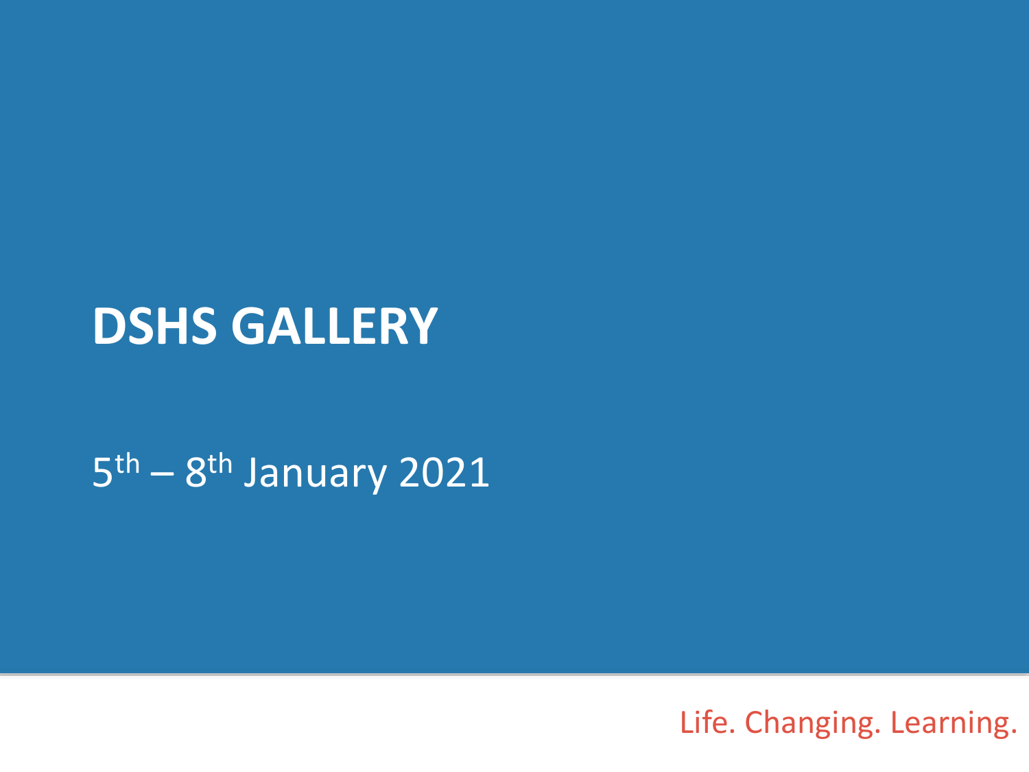# DSHS GALLERY

5th – 8th January 2021

Life. Changing. Learning.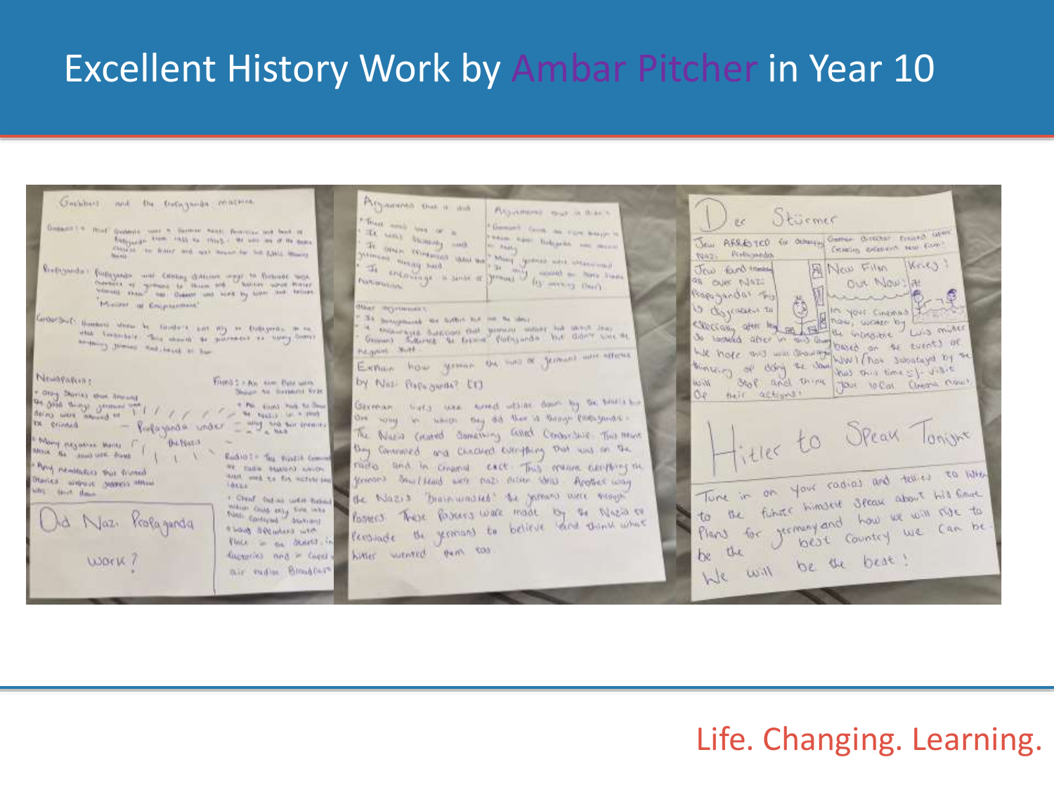# Excellent History Work by Ambar Pitcher in Year 10

Life. Changing. Learning.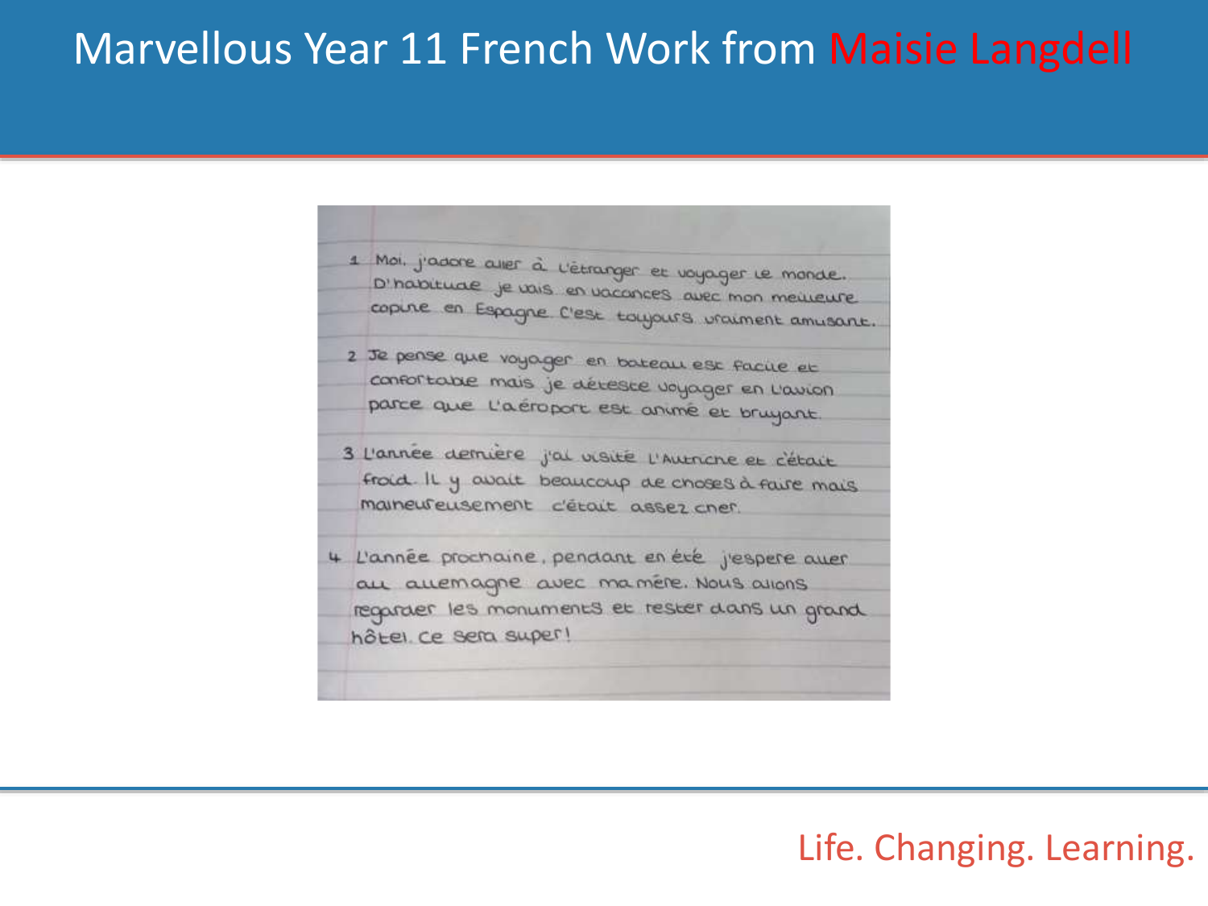# Marvellous Year 11 French Work from Maisie Langdell

1. Moi, j'adore aller à l'étranger et voyager le monde. D'habitude je vais en vacances avec mon meilleure copine en Espagne. C'est toujours vraiment amusant.

2. Je pense que voyager en bateau est facile et confortable mais je déteste voyager en l'avion parce que l'aéroport est animé et bruyant.

3. L'année dernière j'ai visité l'Autriche et c'était froid. Il y avait beaucoup de choses à faire mais malheureusement c'était assez cher.

4. L'année prochaine, pendant en été j'espere aller au allemagne avec ma mère. Nous allons regarder les monuments et rester dans un grand hôtel. Ce sera super!

Life. Changing. Learning.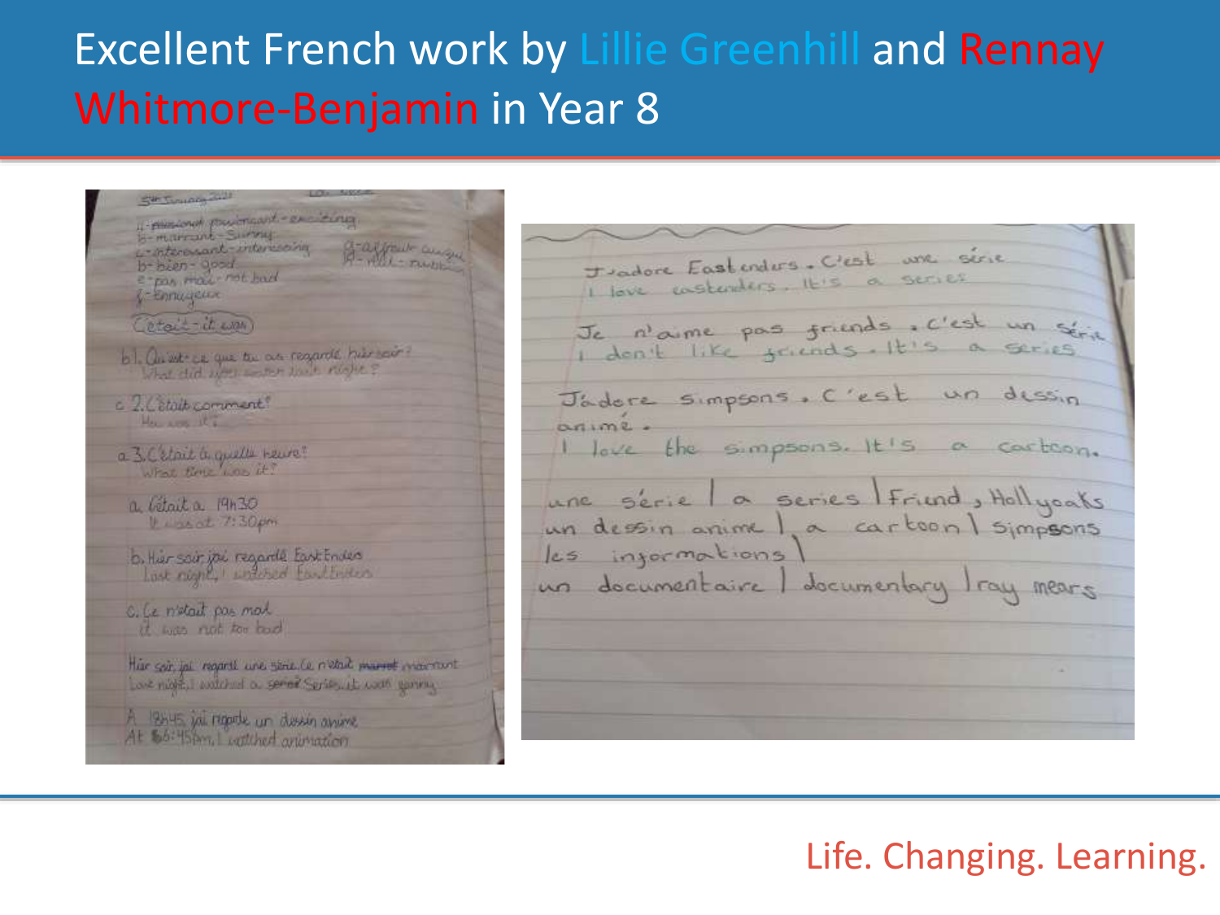# Excellent French work by Lillie Greenhill and Rennay Whitmore-Benjamin in Year 8

5th January 2017

a - passionant - exciting
b - marrant - funny
c - intéressant - interesting
b - bien - good
e - pas mal - not bad
f - ennuyeux

d - affreux
h - nul - rubbish

C'était - it was

b 1. Qu'est-ce que tu as regardé hier soir?
What did you watch last night?

c 2. C'était comment?
How was it?

a 3. C'était à quelle heure?
What time was it?

a. C'était à 19h30
It was at 7:30pm

b. Hier soir j'ai regardé EastEnders
Last night, I watched EastEnders

c. Ce n'était pas mal
it was not too bad

Hier soir, j'ai regardé une série. Ce n'était ~~marrat~~ marrant
Last night, I watched a ~~series~~ series. it was funny

A 18h45 j'ai regardé un dessin animé
At ~~6~~ 6:45pm, I watched animation

J'adore Eastenders. C'est une série
I love eastenders. It's a series

Je n'aime pas friends. C'est un série
I don't like friends. It's a series

J'adore simpsons. C'est un dessin animé.
I love the simpsons. It's a cartoon.

une série | a series | Friend, Hollyoaks
un dessin animé | a cartoon | Simpsons
les informations |
un documentaire | documentary | ray mears

Life. Changing. Learning.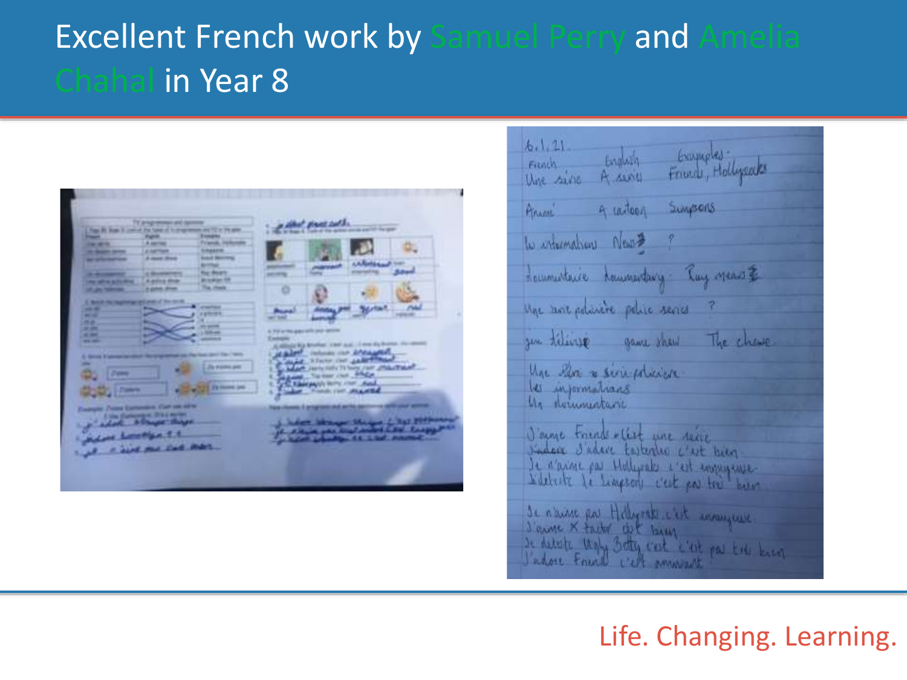# Excellent French work by Samuel Perry and Amelia Chahal in Year 8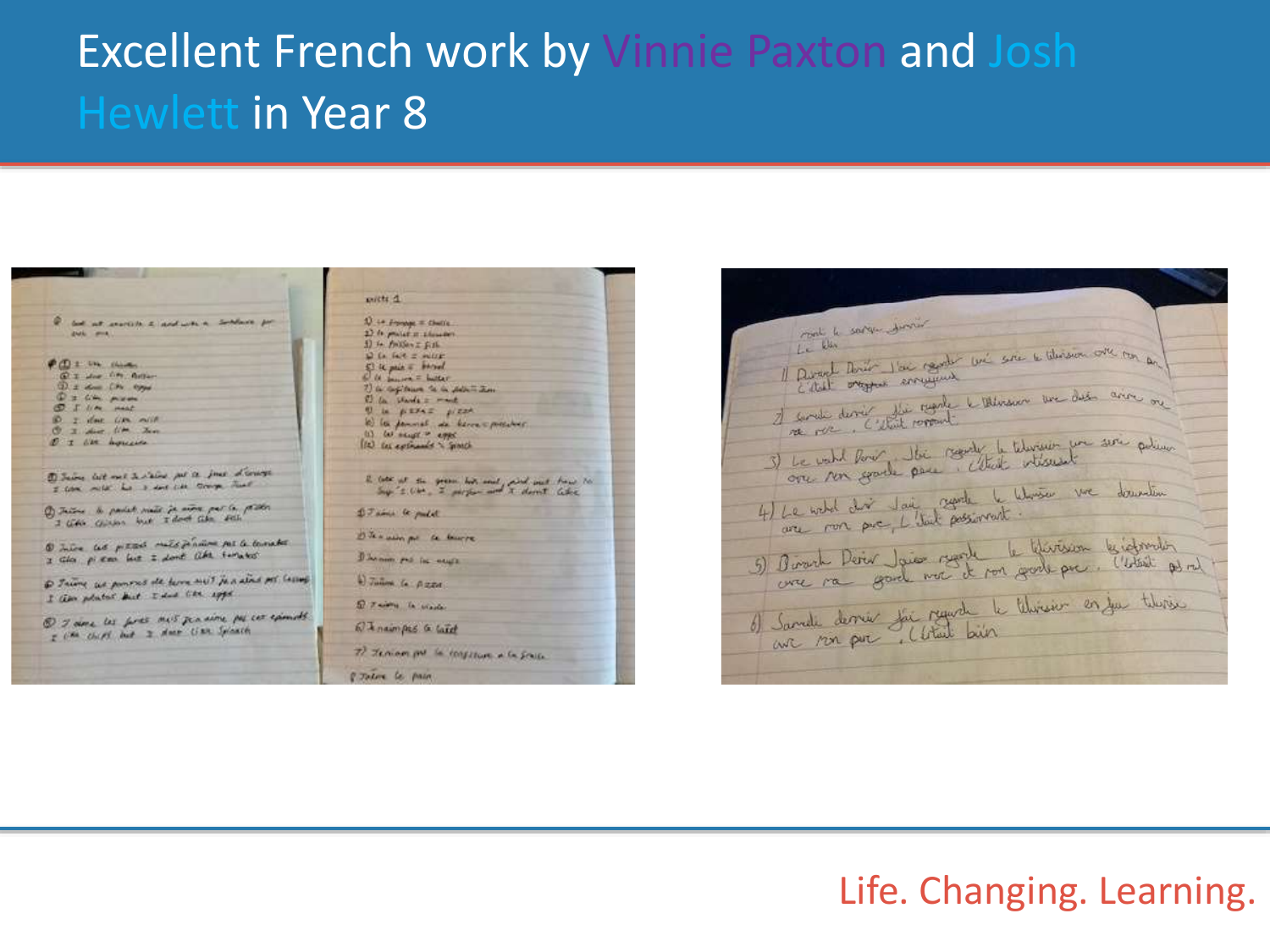# Excellent French work by Vinnie Paxton and Josh Hewlett in Year 8

Life. Changing. Learning.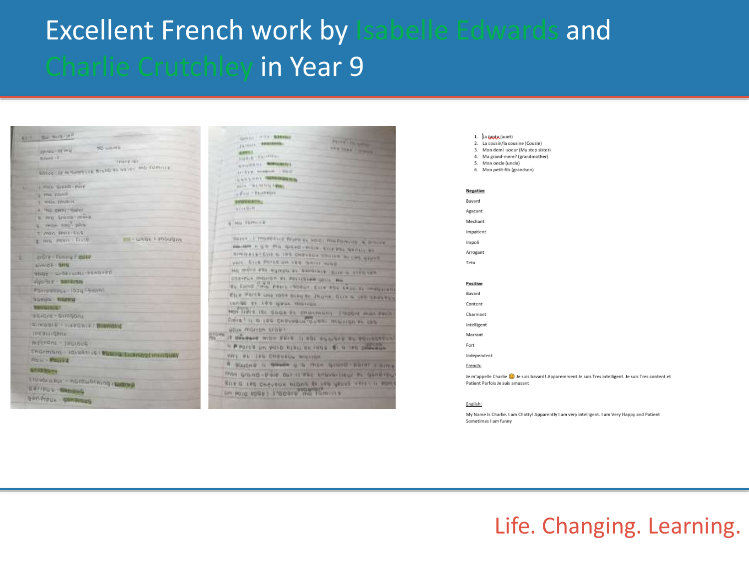# Excellent French work by Isabelle Edwards and Charlie Crutchley in Year 9

1. La tante (aunt)
2. La cousin/la cousine (Cousin)
3. Mon demi -soeur (My step sister)
4. Ma grand-mere? (grandmother)
5. Mon oncle (uncle)
6. Mon petit-fils (grandson)

**Negative**

Bavard

Agacant

Mechant

Impatient

Impoli

Arrogant

Tetu

**Positive**

Bavard

Content

Charmant

Intelligent

Marrant

Fort

Independent

French:

Je m'appelle Charlie 😊 Je suis bavard! Apparemment Je suis Tres intelligent. Je suis Tres content et Patient Parfois Je suis amusant

English:

My Name Is Charlie. I am Chatty! Apparently I am very intelligent. I am Very Happy and Patient Sometimes I am funny

Life. Changing. Learning.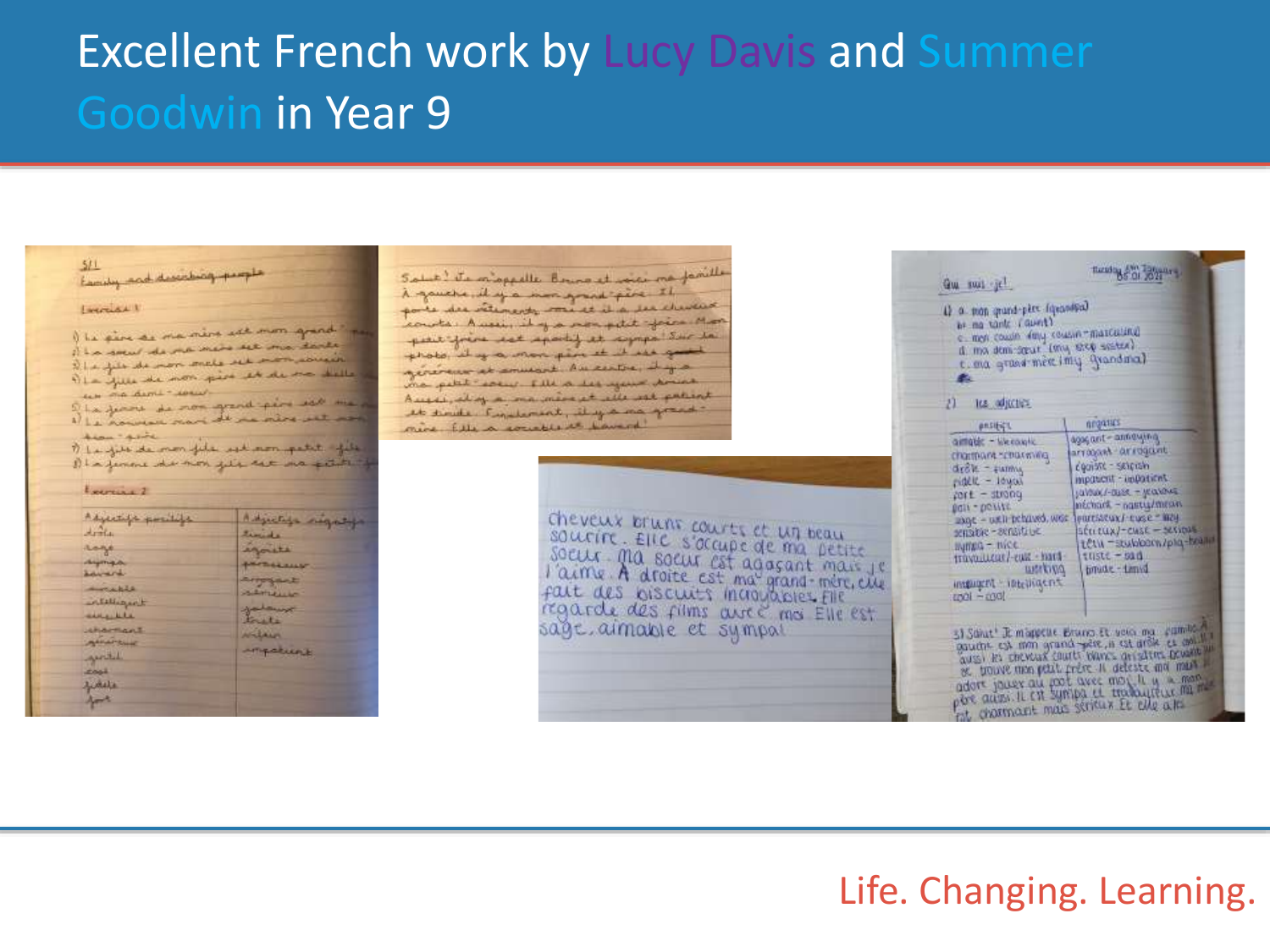# Excellent French work by Lucy Davis and Summer Goodwin in Year 9

Life. Changing. Learning.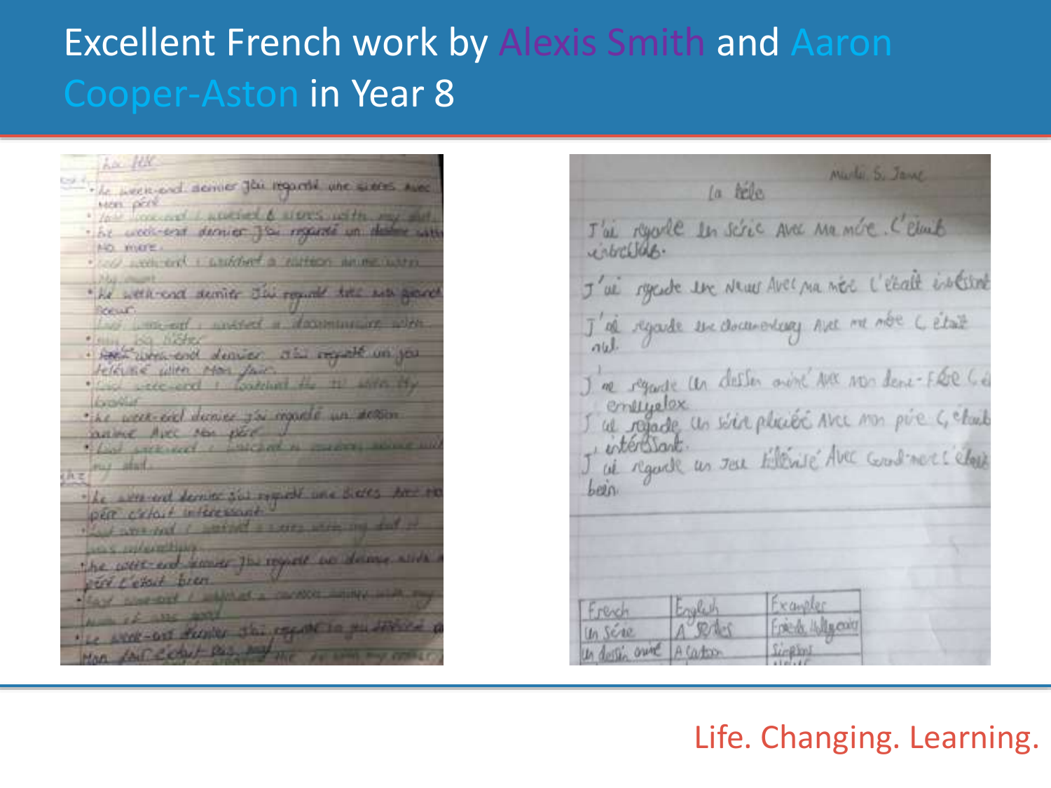# Excellent French work by Alexis Smith and Aaron Cooper-Aston in Year 8

Life. Changing. Learning.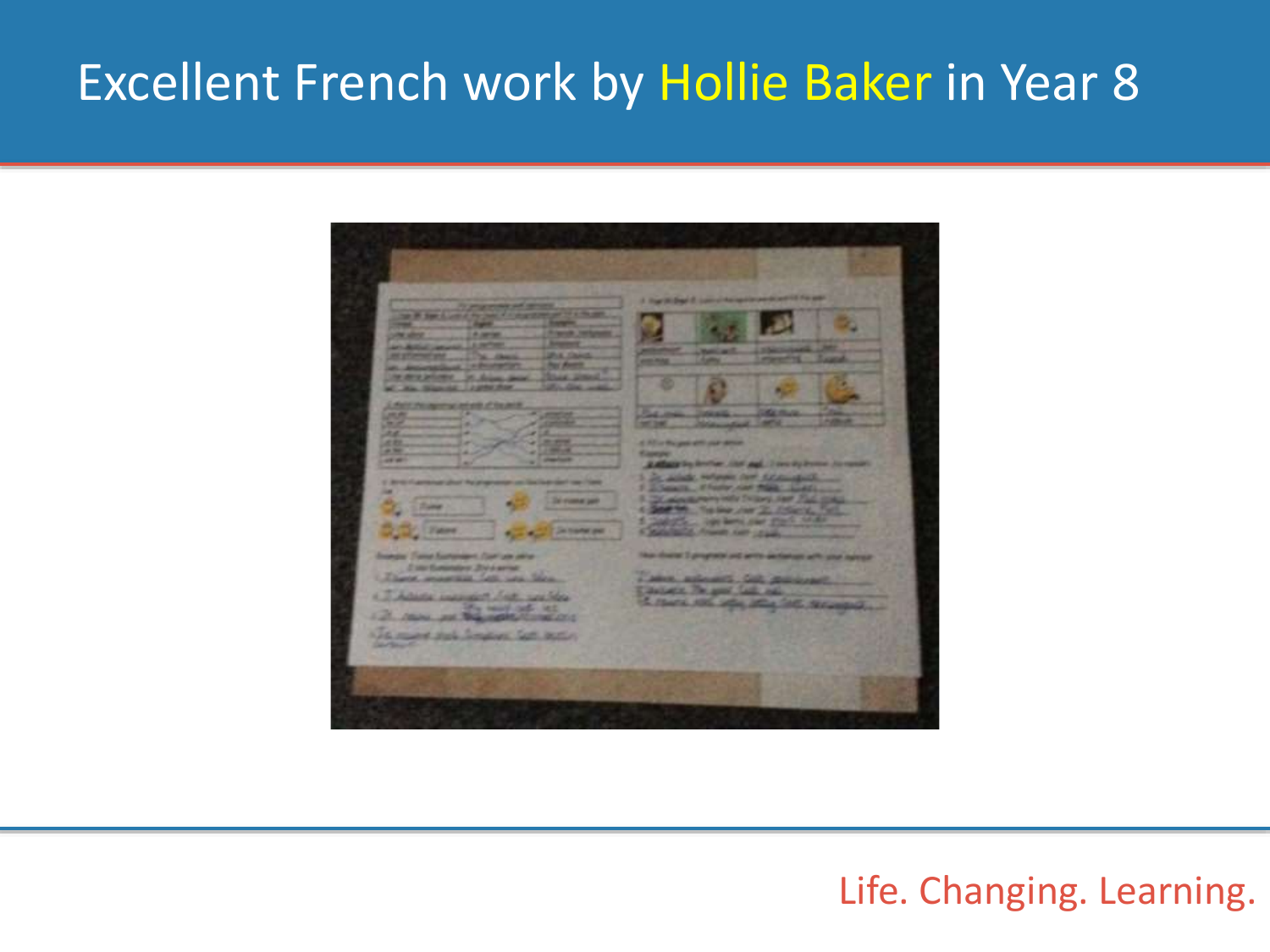# Excellent French work by Hollie Baker in Year 8

Life. Changing. Learning.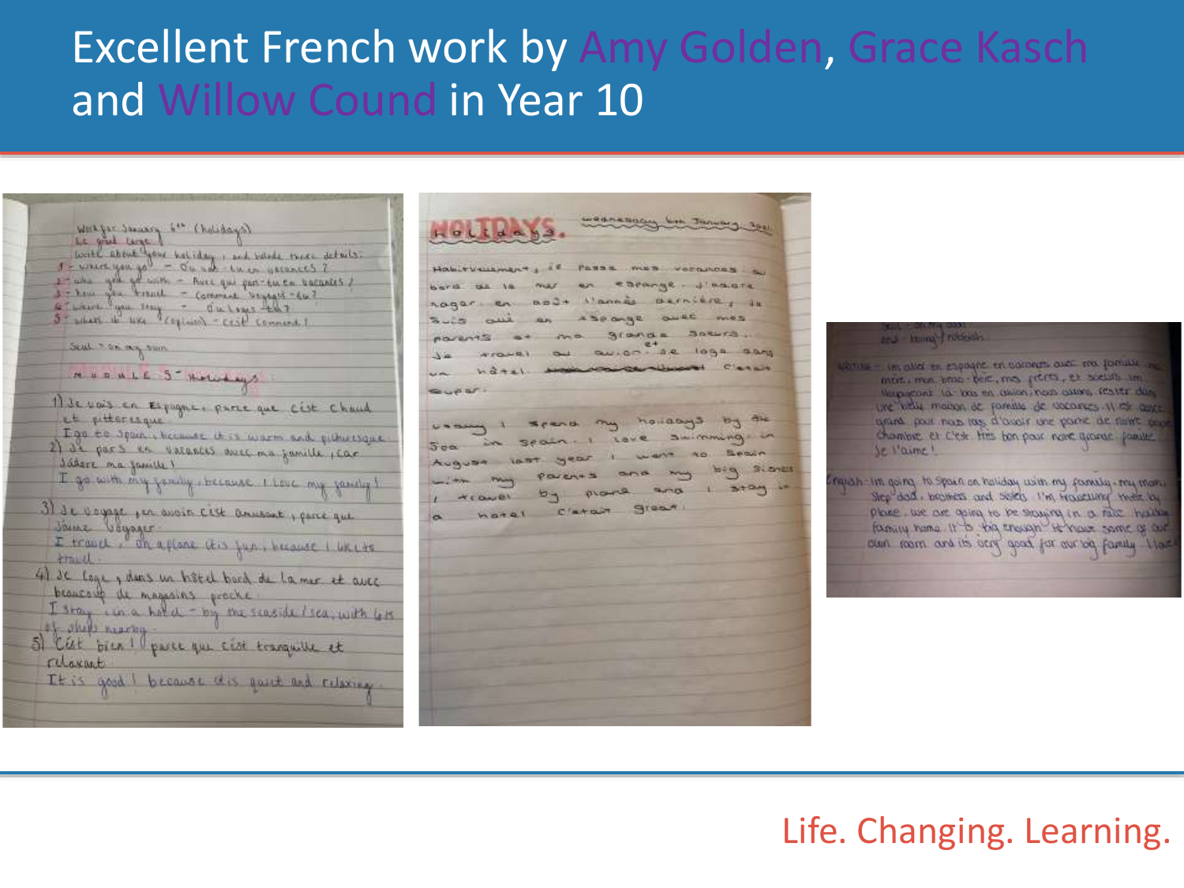# Excellent French work by Amy Golden, Grace Kasch and Willow Cound in Year 10

Life. Changing. Learning.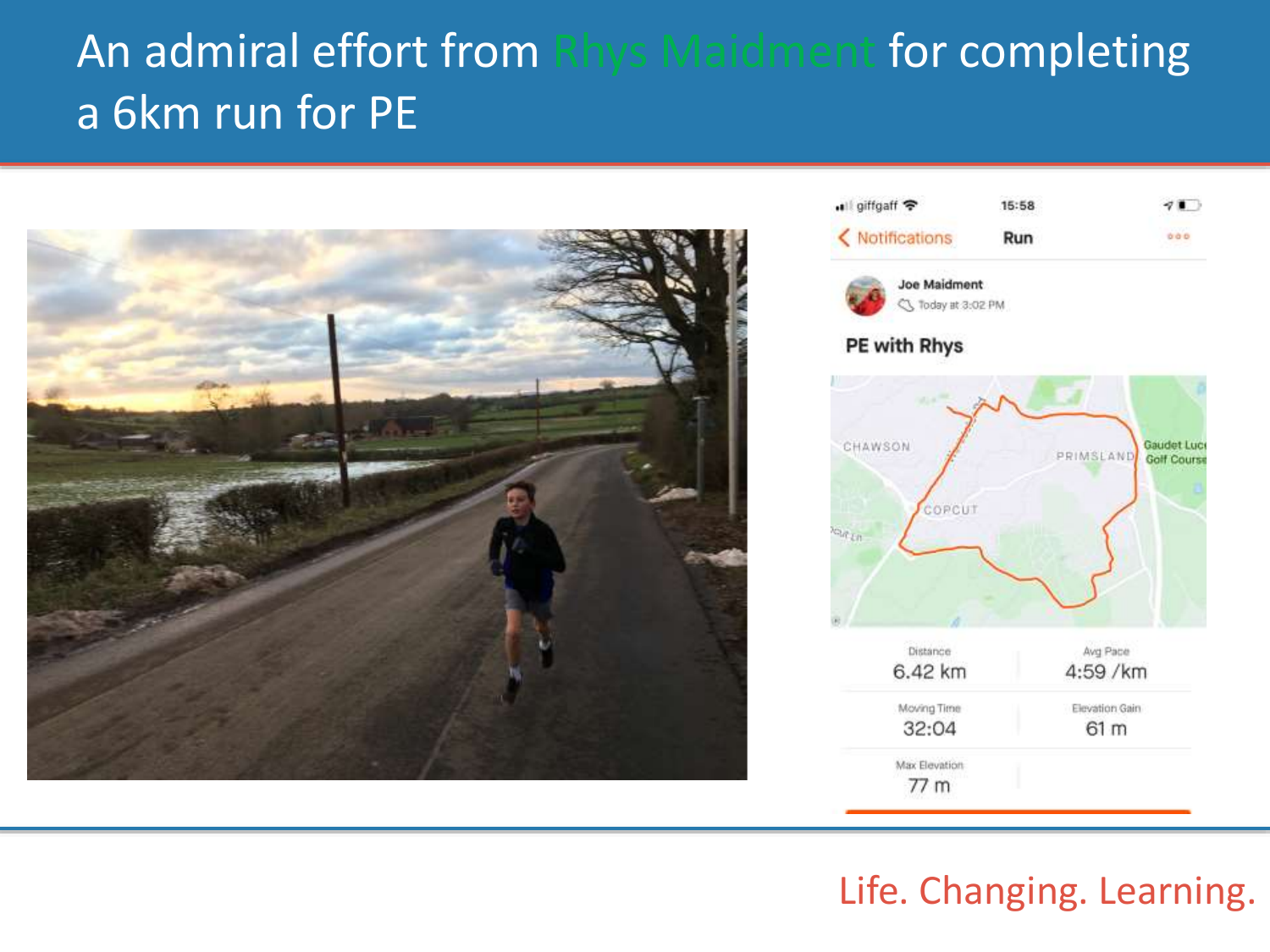# An admiral effort from Rhys Maidment for completing a 6km run for PE

giffgaff 15:58

Notifications Run

Joe Maidment
Today at 3:02 PM

**PE with Rhys**

CHAWSON PRIMSLAND Gaudet Luce Golf Course COPCUT

| Distance | Avg Pace |
|---|---|
| 6.42 km | 4:59 /km |
| **Moving Time** | **Elevation Gain** |
| 32:04 | 61 m |
| **Max Elevation** | |
| 77 m | |

Life. Changing. Learning.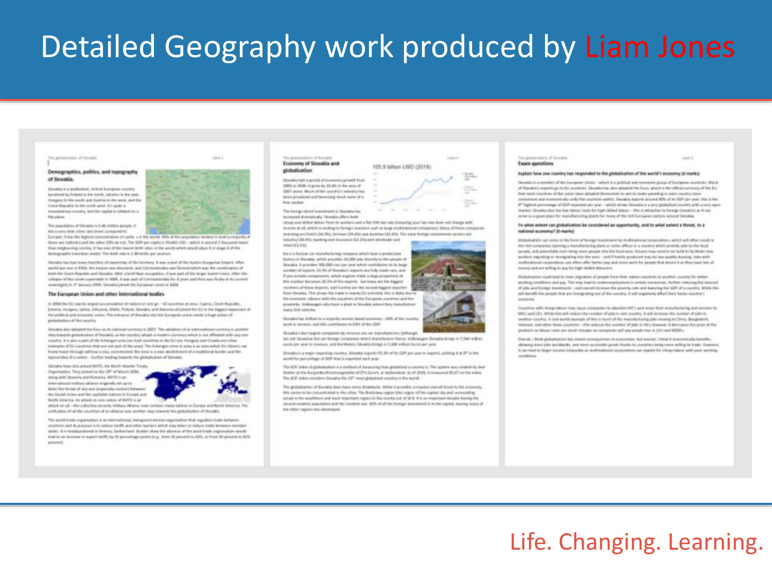# Detailed Geography work produced by Liam Jones

Life. Changing. Learning.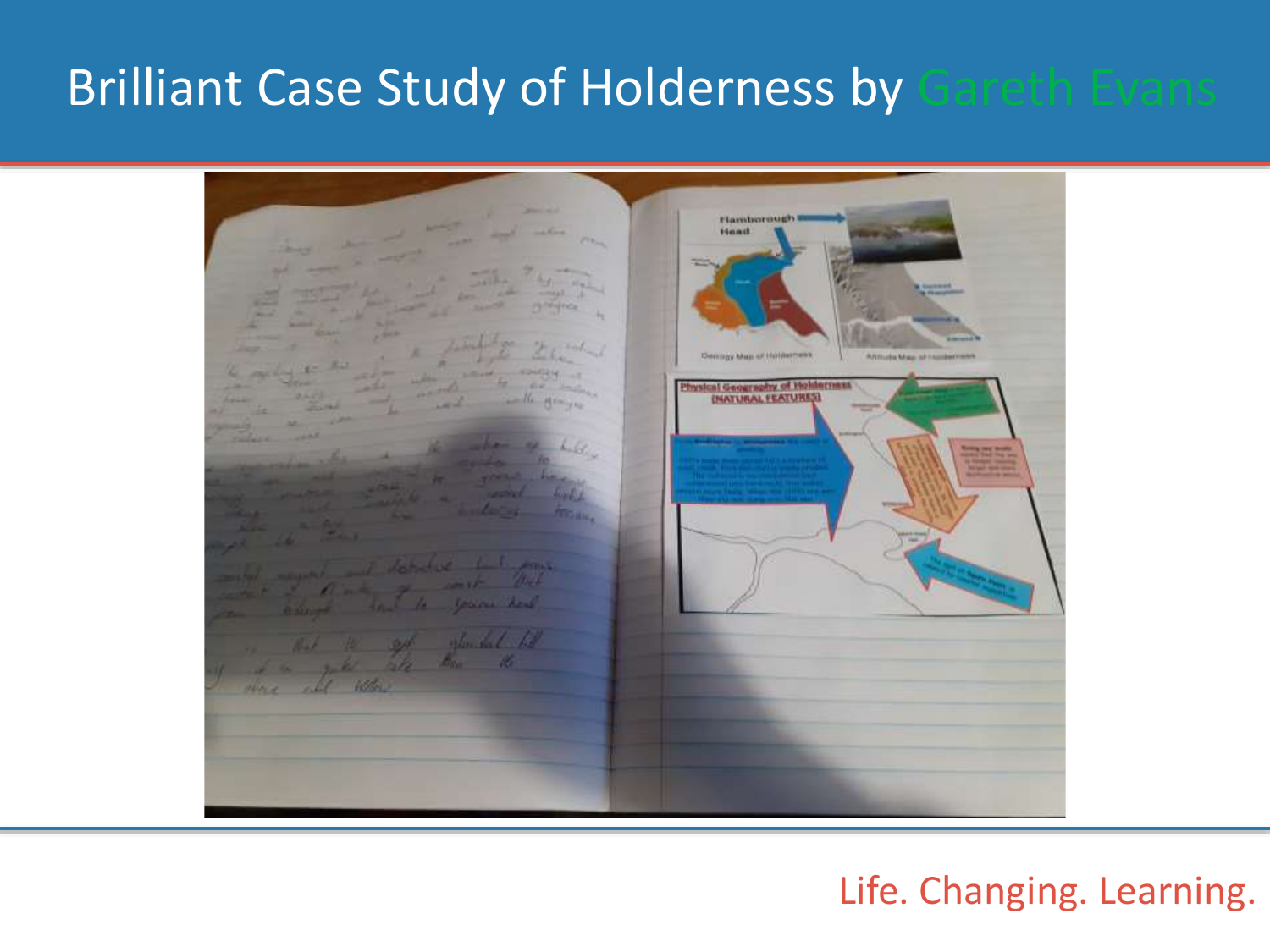# Brilliant Case Study of Holderness by Gareth Evans

Life. Changing. Learning.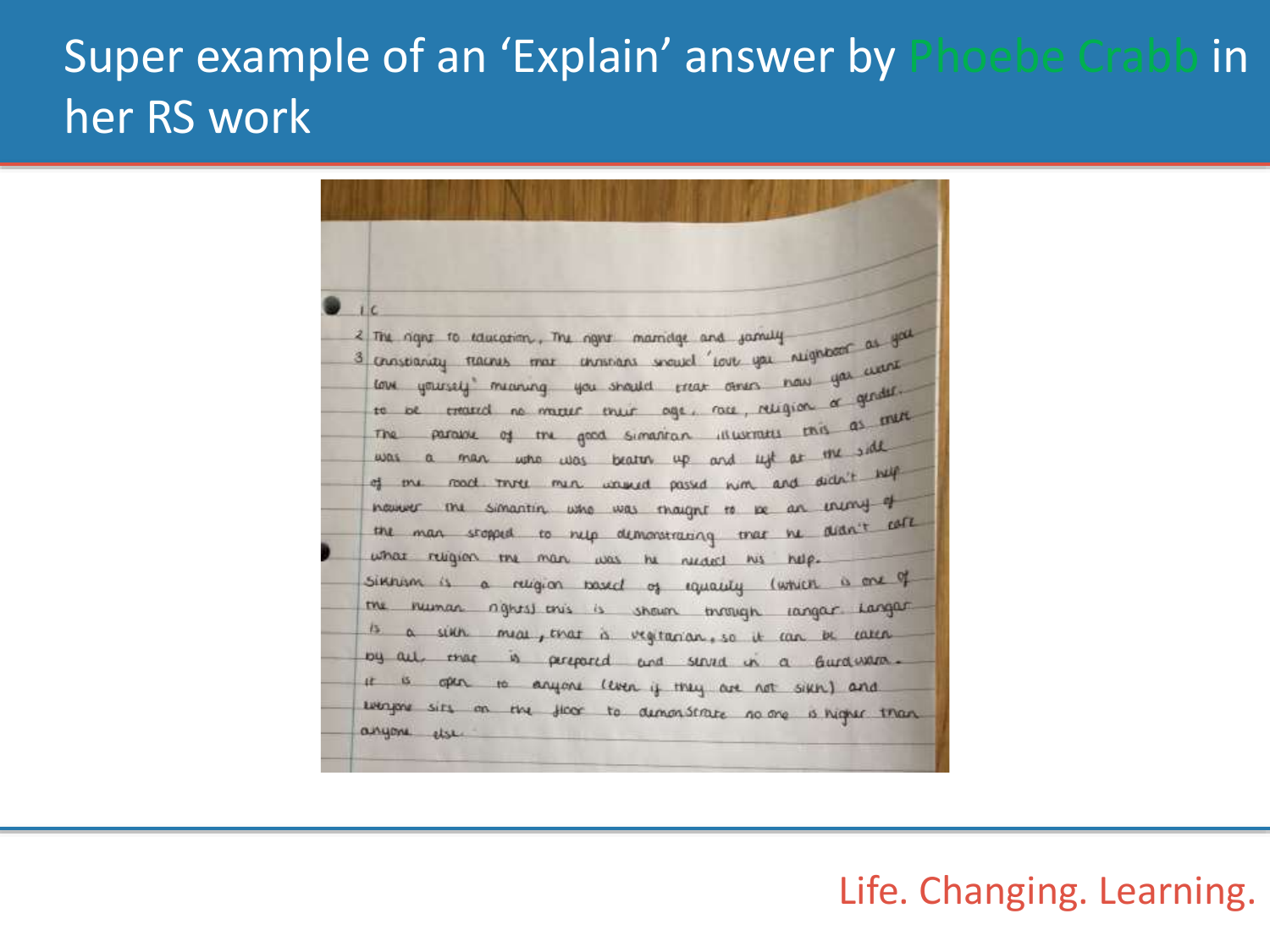# Super example of an 'Explain' answer by Phoebe Crabb in her RS work

1 C

2 The right to education, The right marridge and family

3 Christianity teaches that christians should 'love you neighbour as you love yourself' meaning you should treat others how you want to be treated no matter their age, race, religion or gender. The parable of the good Simaritan illustrates this as there was a man who was beaten up and left at the side of the road. Three men walked passed him and didn't help however the Simaritin who was thought to be an enemy of the man stopped to help demonstrating that he didn't care what religion the man was he needed his help.

Sikhism is a religion based of equality (which is one of the human rights) this is shown through langar. Langar is a sikh meal, that is vegitarian, so it can be eaten by all that is perpared and served in a Gurdwara. It is open to anyone (even if they are not sikh) and everyone sits on the floor to demonstrate no one is higher than anyone else.

Life. Changing. Learning.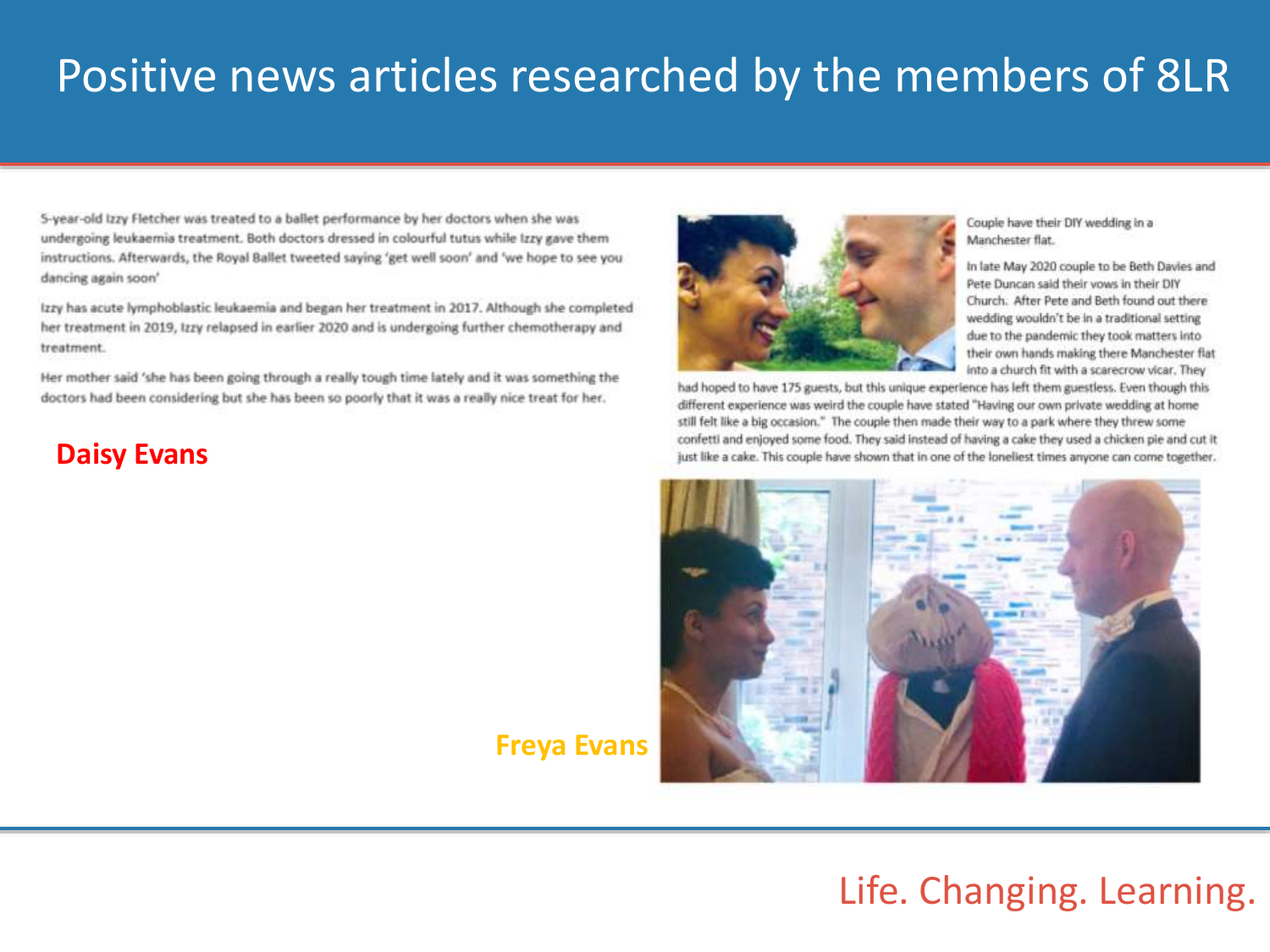# Positive news articles researched by the members of 8LR

5-year-old Izzy Fletcher was treated to a ballet performance by her doctors when she was undergoing leukaemia treatment. Both doctors dressed in colourful tutus while Izzy gave them instructions. Afterwards, the Royal Ballet tweeted saying 'get well soon' and 'we hope to see you dancing again soon'

Izzy has acute lymphoblastic leukaemia and began her treatment in 2017. Although she completed her treatment in 2019, Izzy relapsed in earlier 2020 and is undergoing further chemotherapy and treatment.

Her mother said 'she has been going through a really tough time lately and it was something the doctors had been considering but she has been so poorly that it was a really nice treat for her.

**Daisy Evans**

Couple have their DIY wedding in a Manchester flat.

In late May 2020 couple to be Beth Davies and Pete Duncan said their vows in their DIY Church. After Pete and Beth found out there wedding wouldn't be in a traditional setting due to the pandemic they took matters into their own hands making there Manchester flat into a church fit with a scarecrow vicar. They had hoped to have 175 guests, but this unique experience has left them guestless. Even though this different experience was weird the couple have stated "Having our own private wedding at home still felt like a big occasion." The couple then made their way to a park where they threw some confetti and enjoyed some food. They said instead of having a cake they used a chicken pie and cut it just like a cake. This couple have shown that in one of the loneliest times anyone can come together.

**Freya Evans**

Life. Changing. Learning.